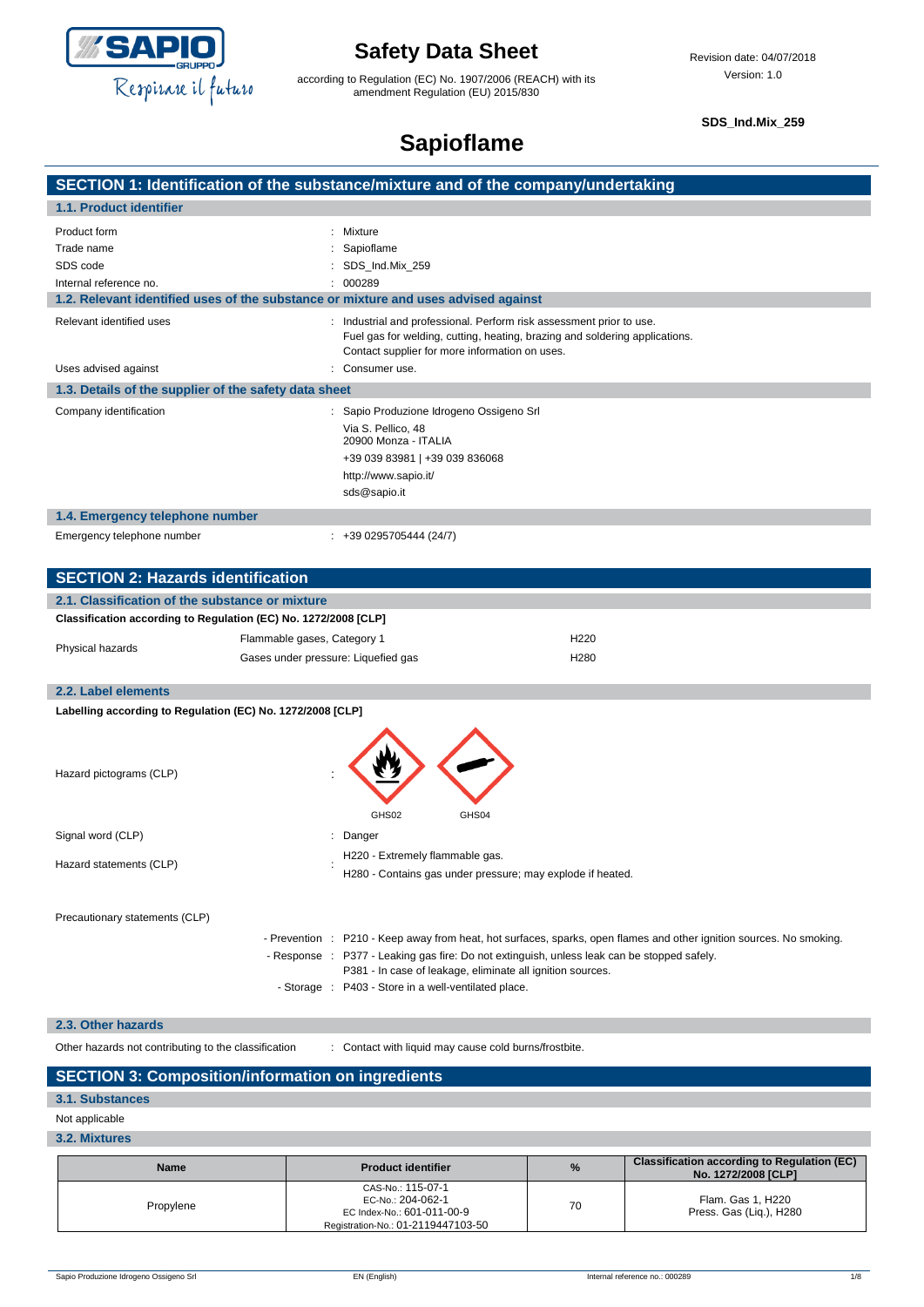# Safety Data Sheet

according to Regulation (EC) No. 1907/2006 (REACH) with its amendment Regulation (EU) 2015/830

Revision date: 04/07/2018
Version: 1.0

**SDS_Ind.Mix_259**

# Sapioflame

## SECTION 1: Identification of the substance/mixture and of the company/undertaking

### 1.1. Product identifier

| | |
|---|---|
| Product form | : Mixture |
| Trade name | : Sapioflame |
| SDS code | : SDS_Ind.Mix_259 |
| Internal reference no. | : 000289 |

### 1.2. Relevant identified uses of the substance or mixture and uses advised against

| | |
|---|---|
| Relevant identified uses | : Industrial and professional. Perform risk assessment prior to use. Fuel gas for welding, cutting, heating, brazing and soldering applications. Contact supplier for more information on uses. |
| Uses advised against | : Consumer use. |

### 1.3. Details of the supplier of the safety data sheet

Company identification : Sapio Produzione Idrogeno Ossigeno Srl
Via S. Pellico, 48
20900 Monza - ITALIA
+39 039 83981 | +39 039 836068
http://www.sapio.it/
sds@sapio.it

### 1.4. Emergency telephone number

Emergency telephone number : +39 0295705444 (24/7)

## SECTION 2: Hazards identification

### 2.1. Classification of the substance or mixture

**Classification according to Regulation (EC) No. 1272/2008 [CLP]**

| | | |
|---|---|---|
| Physical hazards | Flammable gases, Category 1 | H220 |
| | Gases under pressure: Liquefied gas | H280 |

### 2.2. Label elements

**Labelling according to Regulation (EC) No. 1272/2008 [CLP]**

Hazard pictograms (CLP) : GHS02 GHS04

Signal word (CLP) : Danger

Hazard statements (CLP) : H220 - Extremely flammable gas.
H280 - Contains gas under pressure; may explode if heated.

Precautionary statements (CLP)

- Prevention : P210 - Keep away from heat, hot surfaces, sparks, open flames and other ignition sources. No smoking.
- Response : P377 - Leaking gas fire: Do not extinguish, unless leak can be stopped safely.
  P381 - In case of leakage, eliminate all ignition sources.
- Storage : P403 - Store in a well-ventilated place.

### 2.3. Other hazards

Other hazards not contributing to the classification : Contact with liquid may cause cold burns/frostbite.

## SECTION 3: Composition/information on ingredients

### 3.1. Substances

Not applicable

### 3.2. Mixtures

| Name | Product identifier | % | Classification according to Regulation (EC) No. 1272/2008 [CLP] |
|---|---|---|---|
| Propylene | CAS-No.: 115-07-1<br>EC-No.: 204-062-1<br>EC Index-No.: 601-011-00-9<br>Registration-No.: 01-2119447103-50 | 70 | Flam. Gas 1, H220<br>Press. Gas (Liq.), H280 |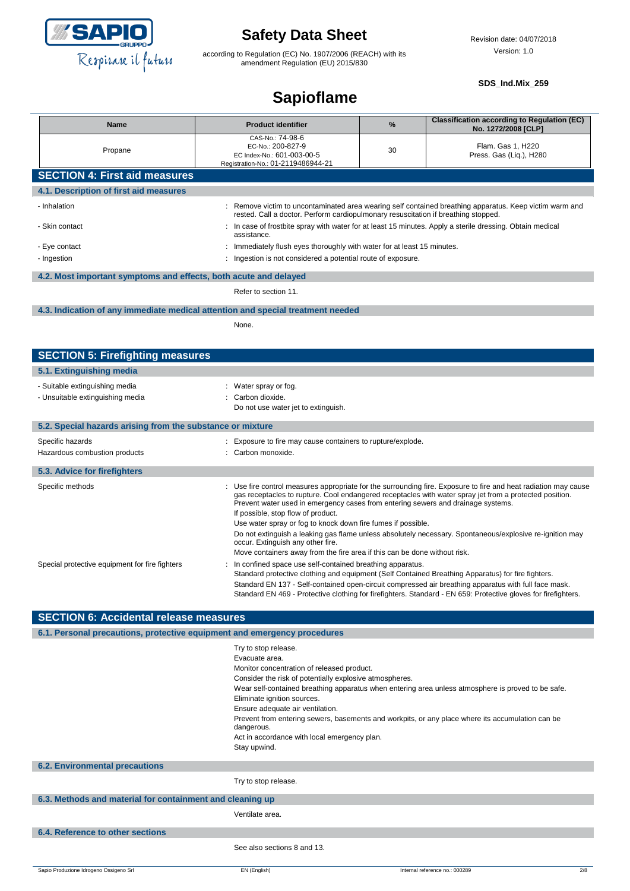| Name | Product identifier | % | Classification according to Regulation (EC) No. 1272/2008 [CLP] |
|---|---|---|---|
| Propane | CAS-No.: 74-98-6<br>EC-No.: 200-827-9<br>EC Index-No.: 601-003-00-5<br>Registration-No.: 01-2119486944-21 | 30 | Flam. Gas 1, H220<br>Press. Gas (Liq.), H280 |

## SECTION 4: First aid measures

### 4.1. Description of first aid measures

- Inhalation : Remove victim to uncontaminated area wearing self contained breathing apparatus. Keep victim warm and rested. Call a doctor. Perform cardiopulmonary resuscitation if breathing stopped.
- Skin contact : In case of frostbite spray with water for at least 15 minutes. Apply a sterile dressing. Obtain medical assistance.
- Eye contact : Immediately flush eyes thoroughly with water for at least 15 minutes.
- Ingestion : Ingestion is not considered a potential route of exposure.

### 4.2. Most important symptoms and effects, both acute and delayed

Refer to section 11.

### 4.3. Indication of any immediate medical attention and special treatment needed

None.

## SECTION 5: Firefighting measures

### 5.1. Extinguishing media

- Suitable extinguishing media : Water spray or fog.
- Unsuitable extinguishing media : Carbon dioxide.
  Do not use water jet to extinguish.

### 5.2. Special hazards arising from the substance or mixture

Specific hazards : Exposure to fire may cause containers to rupture/explode.

Hazardous combustion products : Carbon monoxide.

### 5.3. Advice for firefighters

Specific methods : Use fire control measures appropriate for the surrounding fire. Exposure to fire and heat radiation may cause gas receptacles to rupture. Cool endangered receptacles with water spray jet from a protected position. Prevent water used in emergency cases from entering sewers and drainage systems.
If possible, stop flow of product.
Use water spray or fog to knock down fire fumes if possible.
Do not extinguish a leaking gas flame unless absolutely necessary. Spontaneous/explosive re-ignition may occur. Extinguish any other fire.
Move containers away from the fire area if this can be done without risk.

Special protective equipment for fire fighters : In confined space use self-contained breathing apparatus.
Standard protective clothing and equipment (Self Contained Breathing Apparatus) for fire fighters.
Standard EN 137 - Self-contained open-circuit compressed air breathing apparatus with full face mask.
Standard EN 469 - Protective clothing for firefighters. Standard - EN 659: Protective gloves for firefighters.

## SECTION 6: Accidental release measures

### 6.1. Personal precautions, protective equipment and emergency procedures

Try to stop release.
Evacuate area.
Monitor concentration of released product.
Consider the risk of potentially explosive atmospheres.
Wear self-contained breathing apparatus when entering area unless atmosphere is proved to be safe.
Eliminate ignition sources.
Ensure adequate air ventilation.
Prevent from entering sewers, basements and workpits, or any place where its accumulation can be dangerous.
Act in accordance with local emergency plan.
Stay upwind.

### 6.2. Environmental precautions

Try to stop release.

### 6.3. Methods and material for containment and cleaning up

Ventilate area.

### 6.4. Reference to other sections

See also sections 8 and 13.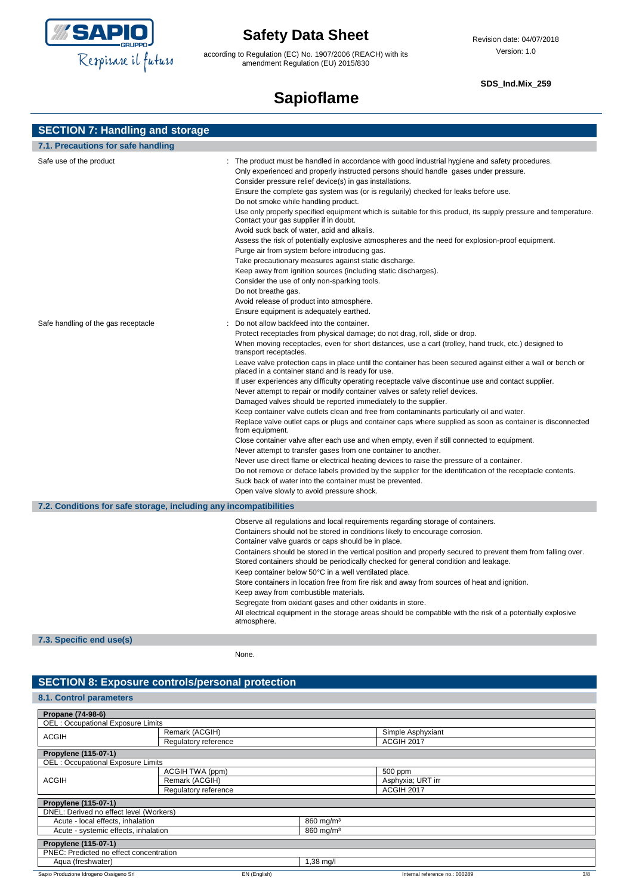## SECTION 7: Handling and storage

### 7.1. Precautions for safe handling

**Safe use of the product** :
The product must be handled in accordance with good industrial hygiene and safety procedures.
Only experienced and properly instructed persons should handle gases under pressure.
Consider pressure relief device(s) in gas installations.
Ensure the complete gas system was (or is regularily) checked for leaks before use.
Do not smoke while handling product.
Use only properly specified equipment which is suitable for this product, its supply pressure and temperature. Contact your gas supplier if in doubt.
Avoid suck back of water, acid and alkalis.
Assess the risk of potentially explosive atmospheres and the need for explosion-proof equipment.
Purge air from system before introducing gas.
Take precautionary measures against static discharge.
Keep away from ignition sources (including static discharges).
Consider the use of only non-sparking tools.
Do not breathe gas.
Avoid release of product into atmosphere.
Ensure equipment is adequately earthed.

**Safe handling of the gas receptacle** :
Do not allow backfeed into the container.
Protect receptacles from physical damage; do not drag, roll, slide or drop.
When moving receptacles, even for short distances, use a cart (trolley, hand truck, etc.) designed to transport receptacles.
Leave valve protection caps in place until the container has been secured against either a wall or bench or placed in a container stand and is ready for use.
If user experiences any difficulty operating receptacle valve discontinue use and contact supplier.
Never attempt to repair or modify container valves or safety relief devices.
Damaged valves should be reported immediately to the supplier.
Keep container valve outlets clean and free from contaminants particularly oil and water.
Replace valve outlet caps or plugs and container caps where supplied as soon as container is disconnected from equipment.
Close container valve after each use and when empty, even if still connected to equipment.
Never attempt to transfer gases from one container to another.
Never use direct flame or electrical heating devices to raise the pressure of a container.
Do not remove or deface labels provided by the supplier for the identification of the receptacle contents.
Suck back of water into the container must be prevented.
Open valve slowly to avoid pressure shock.

### 7.2. Conditions for safe storage, including any incompatibilities

Observe all regulations and local requirements regarding storage of containers.
Containers should not be stored in conditions likely to encourage corrosion.
Container valve guards or caps should be in place.
Containers should be stored in the vertical position and properly secured to prevent them from falling over.
Stored containers should be periodically checked for general condition and leakage.
Keep container below 50°C in a well ventilated place.
Store containers in location free from fire risk and away from sources of heat and ignition.
Keep away from combustible materials.
Segregate from oxidant gases and other oxidants in store.
All electrical equipment in the storage areas should be compatible with the risk of a potentially explosive atmosphere.

### 7.3. Specific end use(s)

None.

## SECTION 8: Exposure controls/personal protection

### 8.1. Control parameters

| Propane (74-98-6) | | |
|---|---|---|
| OEL : Occupational Exposure Limits | | |
| ACGIH | Remark (ACGIH) | Simple Asphyxiant |
| | Regulatory reference | ACGIH 2017 |

| Propylene (115-07-1) | | |
|---|---|---|
| OEL : Occupational Exposure Limits | | |
| ACGIH | ACGIH TWA (ppm) | 500 ppm |
| | Remark (ACGIH) | Asphyxia; URT irr |
| | Regulatory reference | ACGIH 2017 |

| Propylene (115-07-1) | |
|---|---|
| DNEL: Derived no effect level (Workers) | |
| Acute - local effects, inhalation | 860 mg/m³ |
| Acute - systemic effects, inhalation | 860 mg/m³ |

| Propylene (115-07-1) | |
|---|---|
| PNEC: Predicted no effect concentration | |
| Aqua (freshwater) | 1,38 mg/l |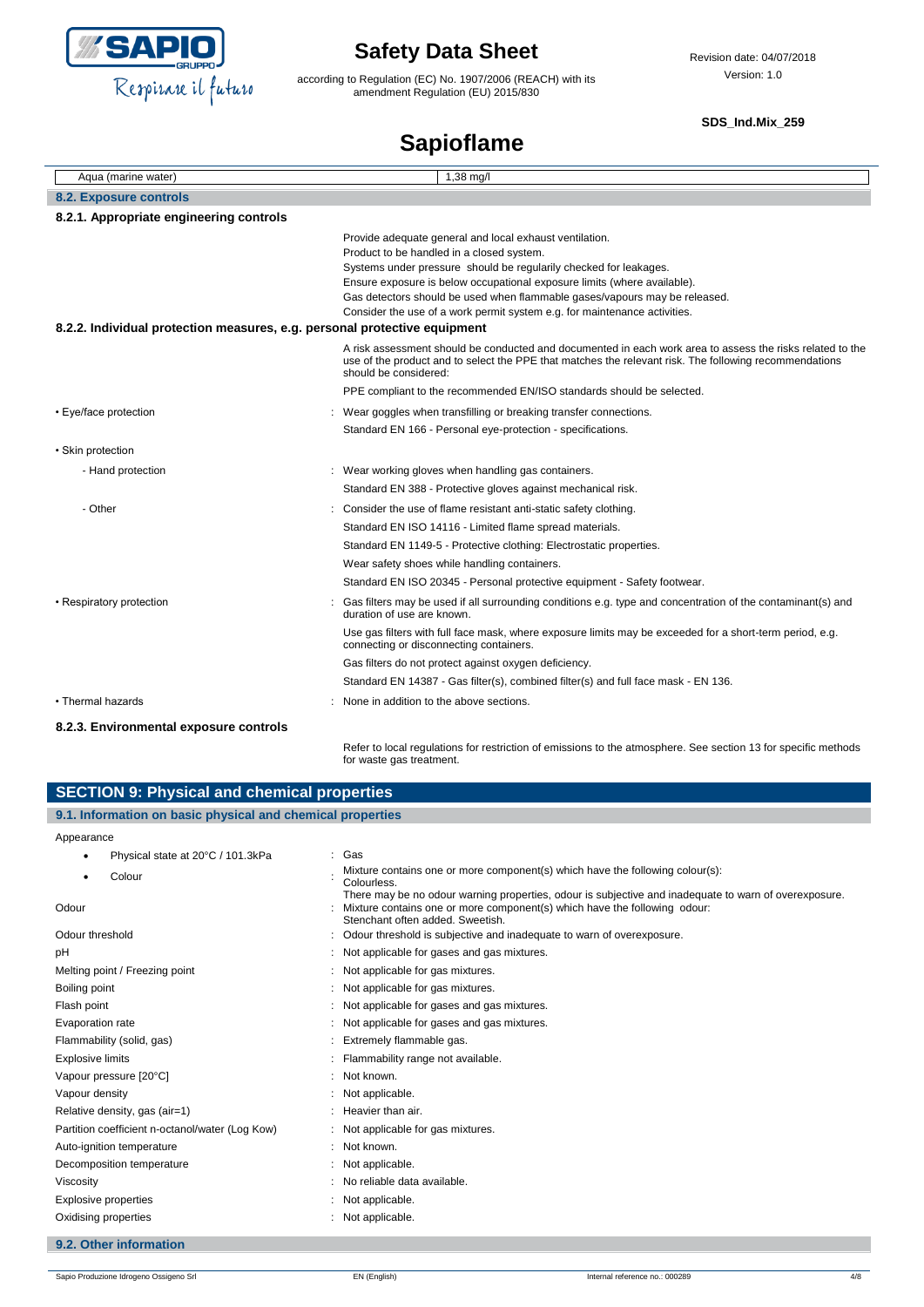| Aqua (marine water) | 1,38 mg/l |
|---|---|

## 8.2. Exposure controls

### 8.2.1. Appropriate engineering controls

Provide adequate general and local exhaust ventilation.
Product to be handled in a closed system.
Systems under pressure should be regularly checked for leakages.
Ensure exposure is below occupational exposure limits (where available).
Gas detectors should be used when flammable gases/vapours may be released.
Consider the use of a work permit system e.g. for maintenance activities.

### 8.2.2. Individual protection measures, e.g. personal protective equipment

A risk assessment should be conducted and documented in each work area to assess the risks related to the use of the product and to select the PPE that matches the relevant risk. The following recommendations should be considered:

PPE compliant to the recommended EN/ISO standards should be selected.

• Eye/face protection : Wear goggles when transfilling or breaking transfer connections.
Standard EN 166 - Personal eye-protection - specifications.

• Skin protection

- Hand protection : Wear working gloves when handling gas containers.
Standard EN 388 - Protective gloves against mechanical risk.

- Other : Consider the use of flame resistant anti-static safety clothing.
Standard EN ISO 14116 - Limited flame spread materials.
Standard EN 1149-5 - Protective clothing: Electrostatic properties.
Wear safety shoes while handling containers.
Standard EN ISO 20345 - Personal protective equipment - Safety footwear.

• Respiratory protection : Gas filters may be used if all surrounding conditions e.g. type and concentration of the contaminant(s) and duration of use are known.
Use gas filters with full face mask, where exposure limits may be exceeded for a short-term period, e.g. connecting or disconnecting containers.
Gas filters do not protect against oxygen deficiency.
Standard EN 14387 - Gas filter(s), combined filter(s) and full face mask - EN 136.

• Thermal hazards : None in addition to the above sections.

### 8.2.3. Environmental exposure controls

Refer to local regulations for restriction of emissions to the atmosphere. See section 13 for specific methods for waste gas treatment.

# SECTION 9: Physical and chemical properties

## 9.1. Information on basic physical and chemical properties

Appearance

| Property | Value |
|---|---|
| • Physical state at 20°C / 101.3kPa | : Gas |
| • Colour | : Mixture contains one or more component(s) which have the following colour(s): Colourless. |
| Odour | : There may be no odour warning properties, odour is subjective and inadequate to warn of overexposure. Mixture contains one or more component(s) which have the following odour: Stenchant often added. Sweetish. |
| Odour threshold | : Odour threshold is subjective and inadequate to warn of overexposure. |
| pH | : Not applicable for gases and gas mixtures. |
| Melting point / Freezing point | : Not applicable for gas mixtures. |
| Boiling point | : Not applicable for gas mixtures. |
| Flash point | : Not applicable for gases and gas mixtures. |
| Evaporation rate | : Not applicable for gases and gas mixtures. |
| Flammability (solid, gas) | : Extremely flammable gas. |
| Explosive limits | : Flammability range not available. |
| Vapour pressure [20°C] | : Not known. |
| Vapour density | : Not applicable. |
| Relative density, gas (air=1) | : Heavier than air. |
| Partition coefficient n-octanol/water (Log Kow) | : Not applicable for gas mixtures. |
| Auto-ignition temperature | : Not known. |
| Decomposition temperature | : Not applicable. |
| Viscosity | : No reliable data available. |
| Explosive properties | : Not applicable. |
| Oxidising properties | : Not applicable. |

## 9.2. Other information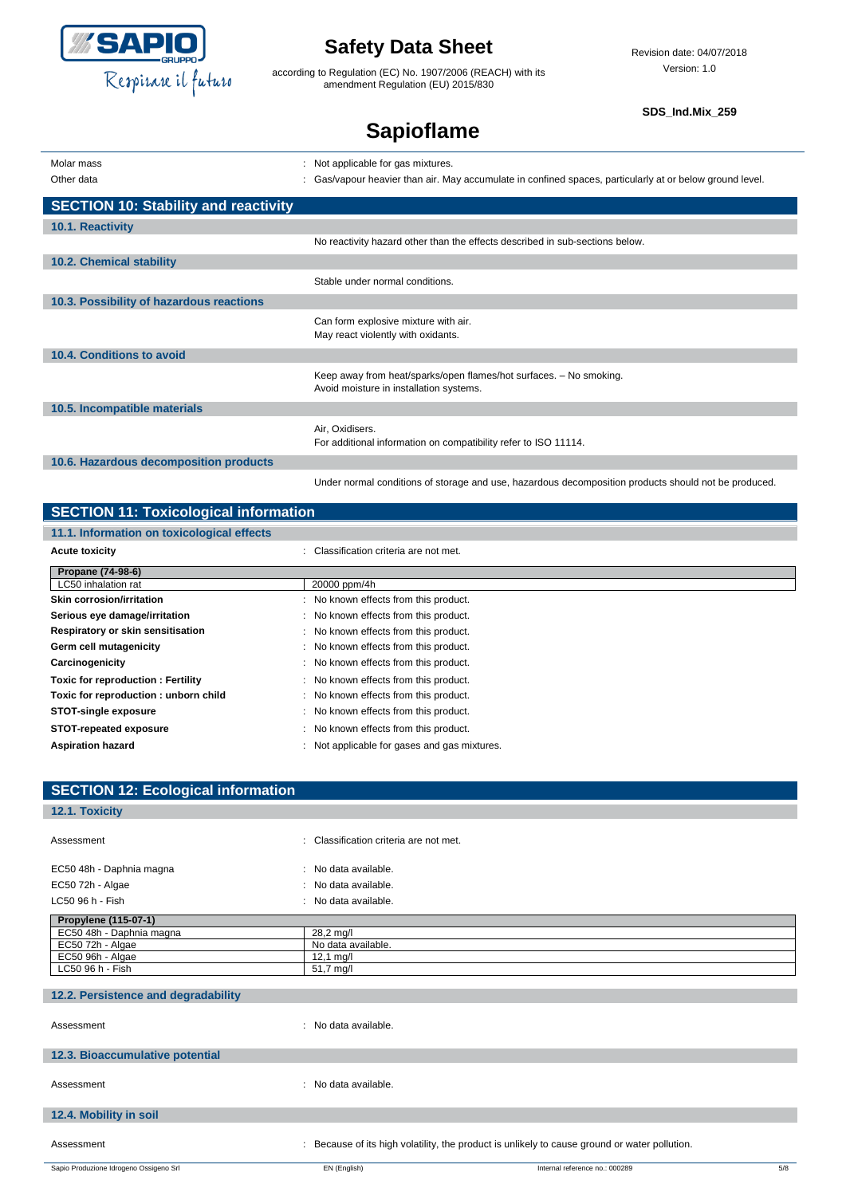| | |
|---|---|
| Molar mass | : Not applicable for gas mixtures. |
| Other data | : Gas/vapour heavier than air. May accumulate in confined spaces, particularly at or below ground level. |

## SECTION 10: Stability and reactivity

### 10.1. Reactivity

No reactivity hazard other than the effects described in sub-sections below.

### 10.2. Chemical stability

Stable under normal conditions.

### 10.3. Possibility of hazardous reactions

Can form explosive mixture with air.
May react violently with oxidants.

### 10.4. Conditions to avoid

Keep away from heat/sparks/open flames/hot surfaces. – No smoking.
Avoid moisture in installation systems.

### 10.5. Incompatible materials

Air, Oxidisers.
For additional information on compatibility refer to ISO 11114.

### 10.6. Hazardous decomposition products

Under normal conditions of storage and use, hazardous decomposition products should not be produced.

## SECTION 11: Toxicological information

### 11.1. Information on toxicological effects

**Acute toxicity** : Classification criteria are not met.

| Propane (74-98-6) | |
|---|---|
| LC50 inhalation rat | 20000 ppm/4h |

| | |
|---|---|
| **Skin corrosion/irritation** | : No known effects from this product. |
| **Serious eye damage/irritation** | : No known effects from this product. |
| **Respiratory or skin sensitisation** | : No known effects from this product. |
| **Germ cell mutagenicity** | : No known effects from this product. |
| **Carcinogenicity** | : No known effects from this product. |
| **Toxic for reproduction : Fertility** | : No known effects from this product. |
| **Toxic for reproduction : unborn child** | : No known effects from this product. |
| **STOT-single exposure** | : No known effects from this product. |
| **STOT-repeated exposure** | : No known effects from this product. |
| **Aspiration hazard** | : Not applicable for gases and gas mixtures. |

## SECTION 12: Ecological information

### 12.1. Toxicity

| | |
|---|---|
| Assessment | : Classification criteria are not met. |
| EC50 48h - Daphnia magna | : No data available. |
| EC50 72h - Algae | : No data available. |
| LC50 96 h - Fish | : No data available. |

| Propylene (115-07-1) | |
|---|---|
| EC50 48h - Daphnia magna | 28,2 mg/l |
| EC50 72h - Algae | No data available. |
| EC50 96h - Algae | 12,1 mg/l |
| LC50 96 h - Fish | 51,7 mg/l |

### 12.2. Persistence and degradability

Assessment : No data available.

### 12.3. Bioaccumulative potential

Assessment : No data available.

### 12.4. Mobility in soil

Assessment : Because of its high volatility, the product is unlikely to cause ground or water pollution.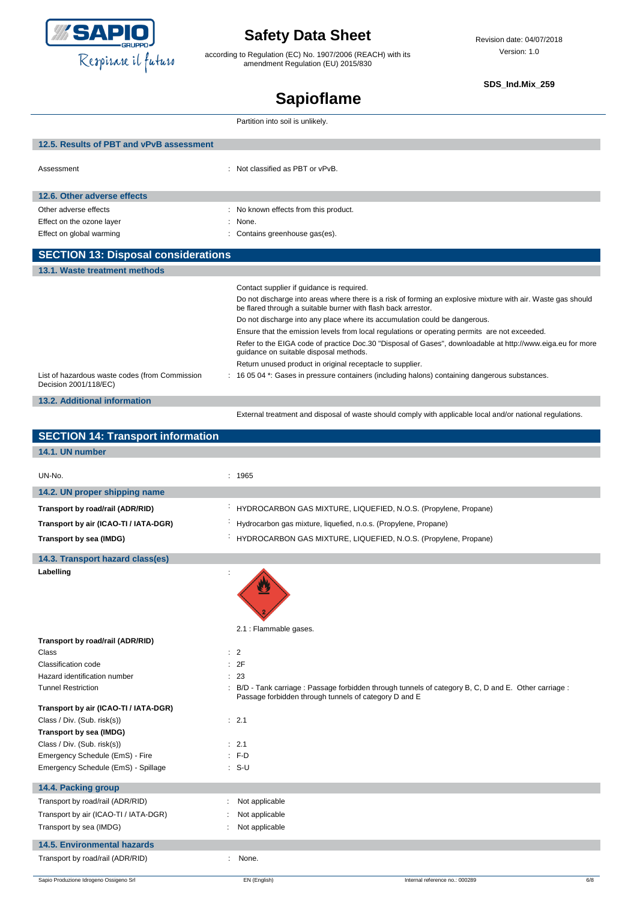Partition into soil is unlikely.

### 12.5. Results of PBT and vPvB assessment

| | |
|---|---|
| Assessment | : Not classified as PBT or vPvB. |

### 12.6. Other adverse effects

| | |
|---|---|
| Other adverse effects | : No known effects from this product. |
| Effect on the ozone layer | : None. |
| Effect on global warming | : Contains greenhouse gas(es). |

## SECTION 13: Disposal considerations

### 13.1. Waste treatment methods

Contact supplier if guidance is required.

Do not discharge into areas where there is a risk of forming an explosive mixture with air. Waste gas should be flared through a suitable burner with flash back arrestor.

Do not discharge into any place where its accumulation could be dangerous.

Ensure that the emission levels from local regulations or operating permits are not exceeded.

Refer to the EIGA code of practice Doc.30 "Disposal of Gases", downloadable at http://www.eiga.eu for more guidance on suitable disposal methods.

Return unused product in original receptacle to supplier.

| | |
|---|---|
| List of hazardous waste codes (from Commission Decision 2001/118/EC) | : 16 05 04 *: Gases in pressure containers (including halons) containing dangerous substances. |

### 13.2. Additional information

External treatment and disposal of waste should comply with applicable local and/or national regulations.

## SECTION 14: Transport information

### 14.1. UN number

| | |
|---|---|
| UN-No. | : 1965 |

### 14.2. UN proper shipping name

| | |
|---|---|
| **Transport by road/rail (ADR/RID)** | : HYDROCARBON GAS MIXTURE, LIQUEFIED, N.O.S. (Propylene, Propane) |
| **Transport by air (ICAO-TI / IATA-DGR)** | : Hydrocarbon gas mixture, liquefied, n.o.s. (Propylene, Propane) |
| **Transport by sea (IMDG)** | : HYDROCARBON GAS MIXTURE, LIQUEFIED, N.O.S. (Propylene, Propane) |

### 14.3. Transport hazard class(es)

**Labelling** :

2.1 : Flammable gases.

| | |
|---|---|
| **Transport by road/rail (ADR/RID)** | |
| Class | : 2 |
| Classification code | : 2F |
| Hazard identification number | : 23 |
| Tunnel Restriction | : B/D - Tank carriage : Passage forbidden through tunnels of category B, C, D and E. Other carriage : Passage forbidden through tunnels of category D and E |
| **Transport by air (ICAO-TI / IATA-DGR)** | |
| Class / Div. (Sub. risk(s)) | : 2.1 |
| **Transport by sea (IMDG)** | |
| Class / Div. (Sub. risk(s)) | : 2.1 |
| Emergency Schedule (EmS) - Fire | : F-D |
| Emergency Schedule (EmS) - Spillage | : S-U |

### 14.4. Packing group

| | |
|---|---|
| Transport by road/rail (ADR/RID) | : Not applicable |
| Transport by air (ICAO-TI / IATA-DGR) | : Not applicable |
| Transport by sea (IMDG) | : Not applicable |

### 14.5. Environmental hazards

| | |
|---|---|
| Transport by road/rail (ADR/RID) | : None. |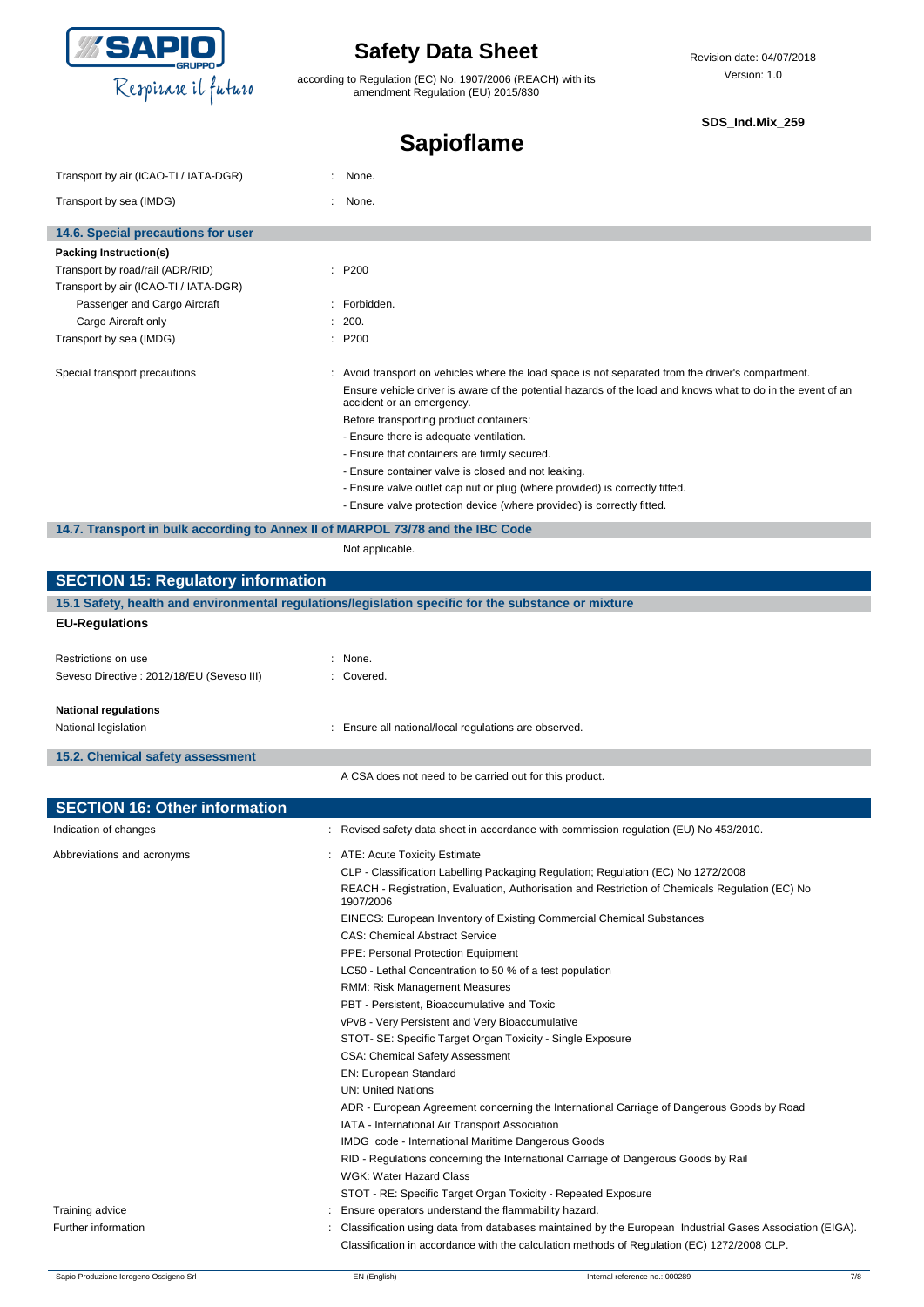| | |
|---|---|
| Transport by air (ICAO-TI / IATA-DGR) | : None. |
| Transport by sea (IMDG) | : None. |

### 14.6. Special precautions for user

**Packing Instruction(s)**

| | |
|---|---|
| Transport by road/rail (ADR/RID) | : P200 |
| Transport by air (ICAO-TI / IATA-DGR) | |
| Passenger and Cargo Aircraft | : Forbidden. |
| Cargo Aircraft only | : 200. |
| Transport by sea (IMDG) | : P200 |

Special transport precautions : Avoid transport on vehicles where the load space is not separated from the driver's compartment.
Ensure vehicle driver is aware of the potential hazards of the load and knows what to do in the event of an accident or an emergency.
Before transporting product containers:
- Ensure there is adequate ventilation.
- Ensure that containers are firmly secured.
- Ensure container valve is closed and not leaking.
- Ensure valve outlet cap nut or plug (where provided) is correctly fitted.
- Ensure valve protection device (where provided) is correctly fitted.

### 14.7. Transport in bulk according to Annex II of MARPOL 73/78 and the IBC Code

Not applicable.

## SECTION 15: Regulatory information

### 15.1 Safety, health and environmental regulations/legislation specific for the substance or mixture

**EU-Regulations**

| | |
|---|---|
| Restrictions on use | : None. |
| Seveso Directive : 2012/18/EU (Seveso III) | : Covered. |

**National regulations**

| | |
|---|---|
| National legislation | : Ensure all national/local regulations are observed. |

### 15.2. Chemical safety assessment

A CSA does not need to be carried out for this product.

## SECTION 16: Other information

Indication of changes : Revised safety data sheet in accordance with commission regulation (EU) No 453/2010.

Abbreviations and acronyms :
ATE: Acute Toxicity Estimate
CLP - Classification Labelling Packaging Regulation; Regulation (EC) No 1272/2008
REACH - Registration, Evaluation, Authorisation and Restriction of Chemicals Regulation (EC) No 1907/2006
EINECS: European Inventory of Existing Commercial Chemical Substances
CAS: Chemical Abstract Service
PPE: Personal Protection Equipment
LC50 - Lethal Concentration to 50 % of a test population
RMM: Risk Management Measures
PBT - Persistent, Bioaccumulative and Toxic
vPvB - Very Persistent and Very Bioaccumulative
STOT- SE: Specific Target Organ Toxicity - Single Exposure
CSA: Chemical Safety Assessment
EN: European Standard
UN: United Nations
ADR - European Agreement concerning the International Carriage of Dangerous Goods by Road
IATA - International Air Transport Association
IMDG code - International Maritime Dangerous Goods
RID - Regulations concerning the International Carriage of Dangerous Goods by Rail
WGK: Water Hazard Class
STOT - RE: Specific Target Organ Toxicity - Repeated Exposure

Training advice : Ensure operators understand the flammability hazard.

Further information : Classification using data from databases maintained by the European Industrial Gases Association (EIGA).
Classification in accordance with the calculation methods of Regulation (EC) 1272/2008 CLP.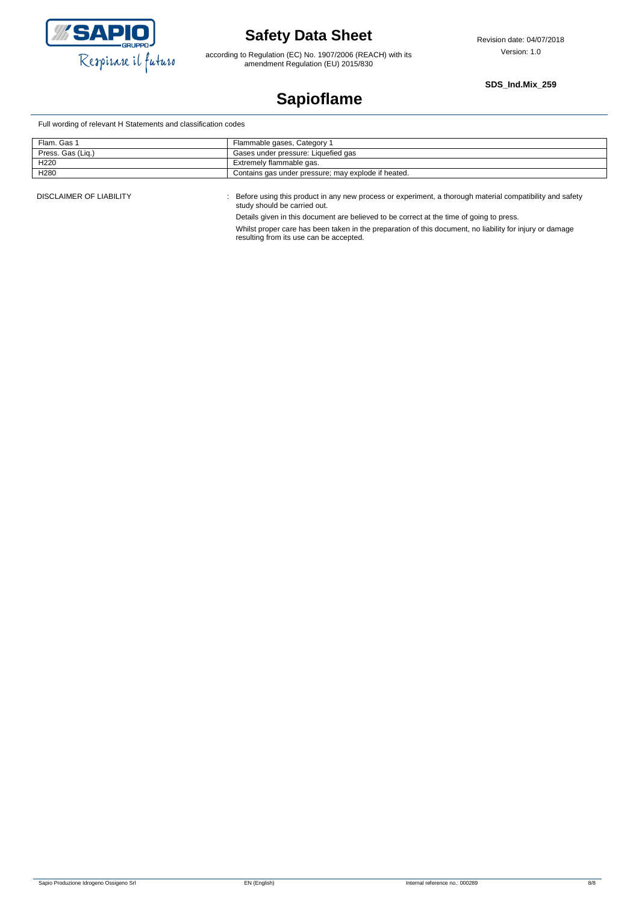Full wording of relevant H Statements and classification codes

| | |
|---|---|
| Flam. Gas 1 | Flammable gases, Category 1 |
| Press. Gas (Liq.) | Gases under pressure: Liquefied gas |
| H220 | Extremely flammable gas. |
| H280 | Contains gas under pressure; may explode if heated. |

DISCLAIMER OF LIABILITY : Before using this product in any new process or experiment, a thorough material compatibility and safety study should be carried out.

Details given in this document are believed to be correct at the time of going to press.

Whilst proper care has been taken in the preparation of this document, no liability for injury or damage resulting from its use can be accepted.